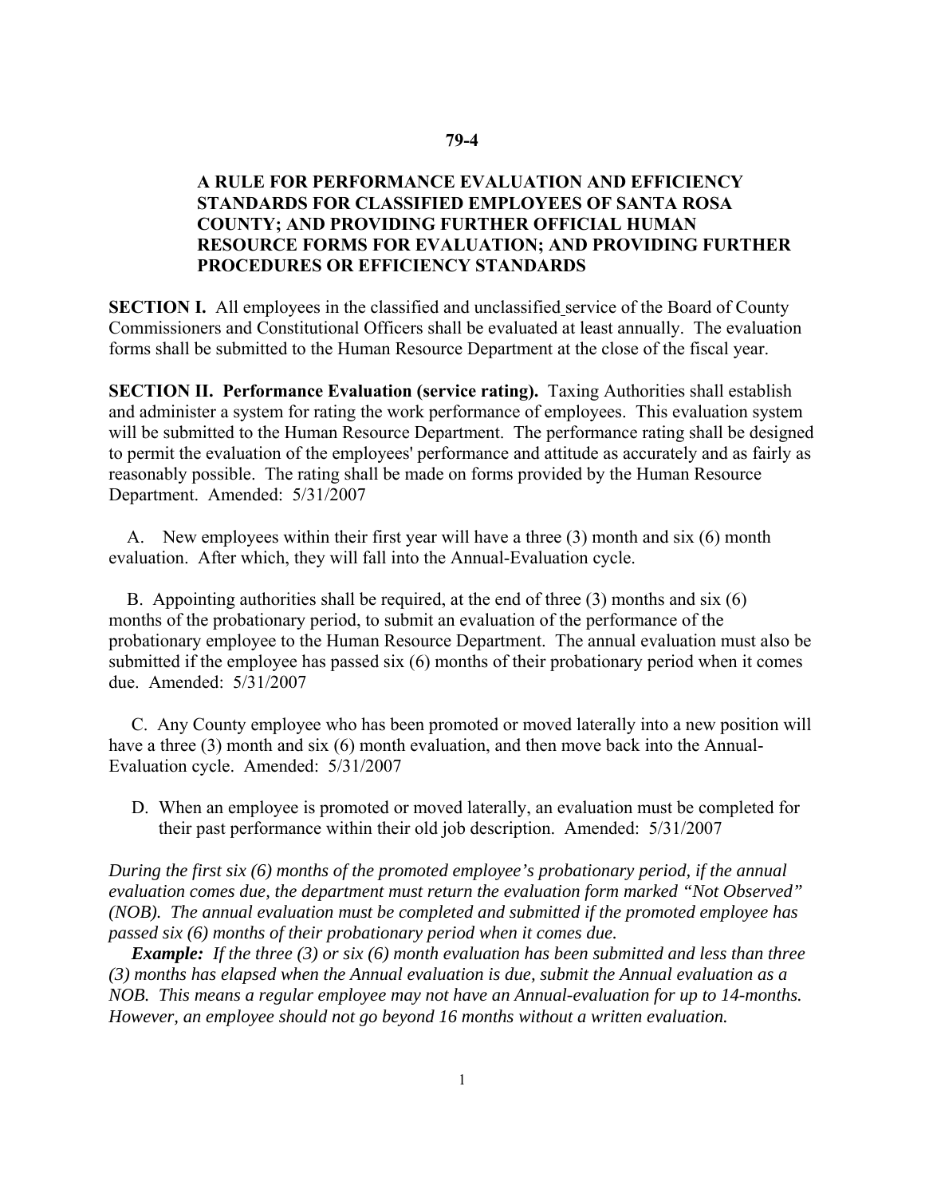**79-4**

# A RULE FOR PERFORMANCE EVALUATION AND EFFICIENCY STANDARDS FOR CLASSIFIED EMPLOYEES OF SANTA ROSA COUNTY; AND PROVIDING FURTHER OFFICIAL HUMAN RESOURCE FORMS FOR EVALUATION; AND PROVIDING FURTHER PROCEDURES OR EFFICIENCY STANDARDS

**SECTION I.** All employees in the classified and unclassified service of the Board of County Commissioners and Constitutional Officers shall be evaluated at least annually. The evaluation forms shall be submitted to the Human Resource Department at the close of the fiscal year.

**SECTION II. Performance Evaluation (service rating).** Taxing Authorities shall establish and administer a system for rating the work performance of employees. This evaluation system will be submitted to the Human Resource Department. The performance rating shall be designed to permit the evaluation of the employees' performance and attitude as accurately and as fairly as reasonably possible. The rating shall be made on forms provided by the Human Resource Department. Amended: 5/31/2007

A. New employees within their first year will have a three (3) month and six (6) month evaluation. After which, they will fall into the Annual-Evaluation cycle.

B. Appointing authorities shall be required, at the end of three (3) months and six (6) months of the probationary period, to submit an evaluation of the performance of the probationary employee to the Human Resource Department. The annual evaluation must also be submitted if the employee has passed six (6) months of their probationary period when it comes due. Amended: 5/31/2007

C. Any County employee who has been promoted or moved laterally into a new position will have a three (3) month and six (6) month evaluation, and then move back into the Annual-Evaluation cycle. Amended: 5/31/2007

D. When an employee is promoted or moved laterally, an evaluation must be completed for their past performance within their old job description. Amended: 5/31/2007

*During the first six (6) months of the promoted employee's probationary period, if the annual evaluation comes due, the department must return the evaluation form marked "Not Observed" (NOB). The annual evaluation must be completed and submitted if the promoted employee has passed six (6) months of their probationary period when it comes due.*

***Example:*** *If the three (3) or six (6) month evaluation has been submitted and less than three (3) months has elapsed when the Annual evaluation is due, submit the Annual evaluation as a NOB. This means a regular employee may not have an Annual-evaluation for up to 14-months. However, an employee should not go beyond 16 months without a written evaluation.*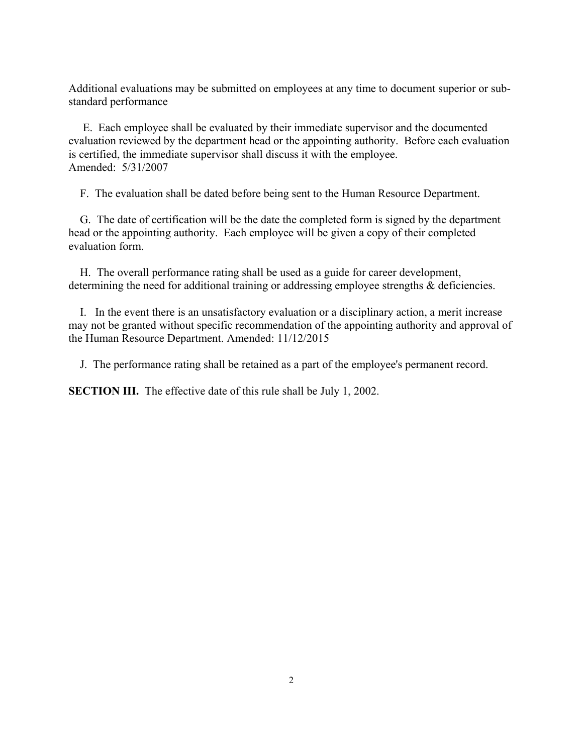Additional evaluations may be submitted on employees at any time to document superior or sub-standard performance

E. Each employee shall be evaluated by their immediate supervisor and the documented evaluation reviewed by the department head or the appointing authority. Before each evaluation is certified, the immediate supervisor shall discuss it with the employee.
Amended: 5/31/2007

F. The evaluation shall be dated before being sent to the Human Resource Department.

G. The date of certification will be the date the completed form is signed by the department head or the appointing authority. Each employee will be given a copy of their completed evaluation form.

H. The overall performance rating shall be used as a guide for career development, determining the need for additional training or addressing employee strengths & deficiencies.

I. In the event there is an unsatisfactory evaluation or a disciplinary action, a merit increase may not be granted without specific recommendation of the appointing authority and approval of the Human Resource Department. Amended: 11/12/2015

J. The performance rating shall be retained as a part of the employee's permanent record.

**SECTION III.** The effective date of this rule shall be July 1, 2002.